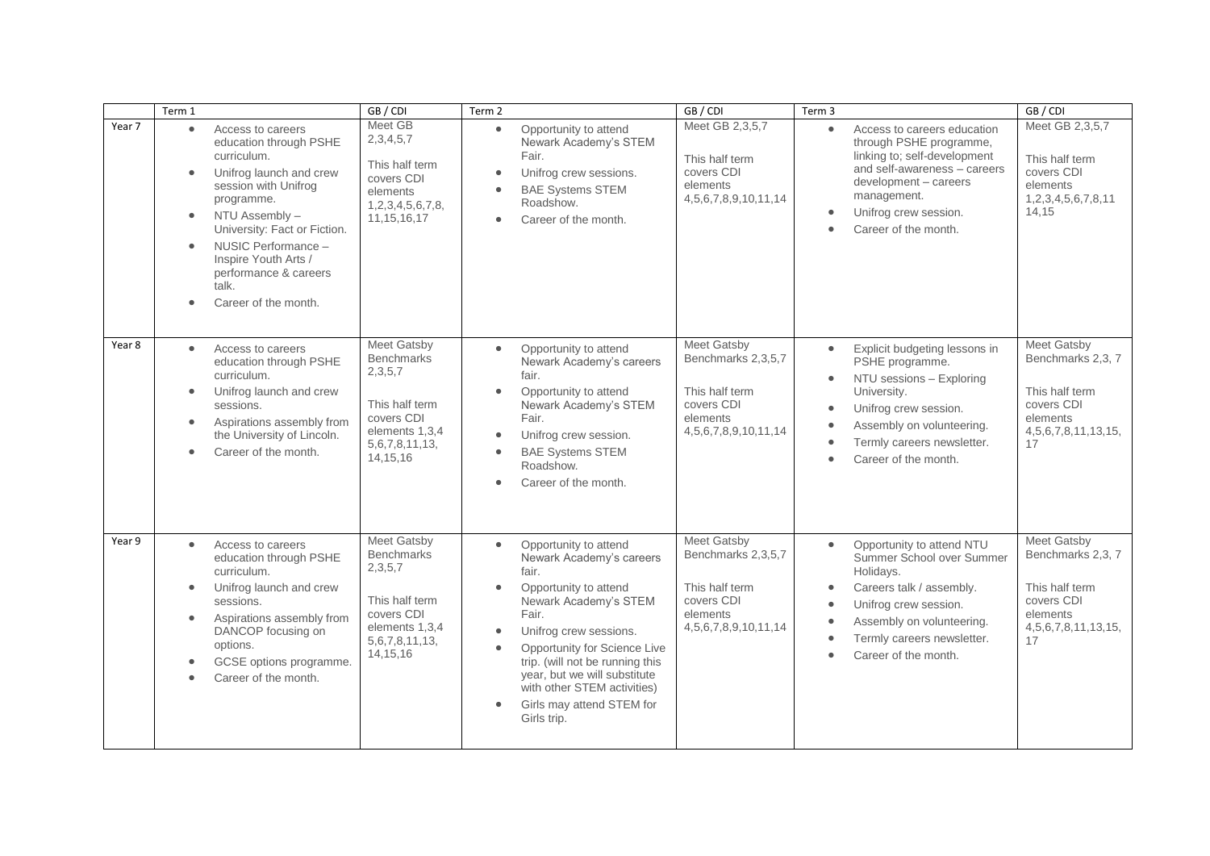| | Term 1 | GB / CDI | Term 2 | GB / CDI | Term 3 | GB / CDI |
|---|---|---|---|---|---|---|
| Year 7 | • Access to careers education through PSHE curriculum.<br>• Unifrog launch and crew session with Unifrog programme.<br>• NTU Assembly – University: Fact or Fiction.<br>• NUSIC Performance – Inspire Youth Arts / performance & careers talk.<br>• Career of the month. | Meet GB 2,3,4,5,7<br><br>This half term covers CDI elements 1,2,3,4,5,6,7,8, 11,15,16,17 | • Opportunity to attend Newark Academy's STEM Fair.<br>• Unifrog crew sessions.<br>• BAE Systems STEM Roadshow.<br>• Career of the month. | Meet GB 2,3,5,7<br><br>This half term covers CDI elements 4,5,6,7,8,9,10,11,14 | • Access to careers education through PSHE programme, linking to; self-development and self-awareness – careers development – careers management.<br>• Unifrog crew session.<br>• Career of the month. | Meet GB 2,3,5,7<br><br>This half term covers CDI elements 1,2,3,4,5,6,7,8,11 14,15 |
| Year 8 | • Access to careers education through PSHE curriculum.<br>• Unifrog launch and crew sessions.<br>• Aspirations assembly from the University of Lincoln.<br>• Career of the month. | Meet Gatsby Benchmarks 2,3,5,7<br><br>This half term covers CDI elements 1,3,4 5,6,7,8,11,13, 14,15,16 | • Opportunity to attend Newark Academy's careers fair.<br>• Opportunity to attend Newark Academy's STEM Fair.<br>• Unifrog crew session.<br>• BAE Systems STEM Roadshow.<br>• Career of the month. | Meet Gatsby Benchmarks 2,3,5,7<br><br>This half term covers CDI elements 4,5,6,7,8,9,10,11,14 | • Explicit budgeting lessons in PSHE programme.<br>• NTU sessions – Exploring University.<br>• Unifrog crew session.<br>• Assembly on volunteering.<br>• Termly careers newsletter.<br>• Career of the month. | Meet Gatsby Benchmarks 2,3, 7<br><br>This half term covers CDI elements 4,5,6,7,8,11,13,15, 17 |
| Year 9 | • Access to careers education through PSHE curriculum.<br>• Unifrog launch and crew sessions.<br>• Aspirations assembly from DANCOP focusing on options.<br>• GCSE options programme.<br>• Career of the month. | Meet Gatsby Benchmarks 2,3,5,7<br><br>This half term covers CDI elements 1,3,4 5,6,7,8,11,13, 14,15,16 | • Opportunity to attend Newark Academy's careers fair.<br>• Opportunity to attend Newark Academy's STEM Fair.<br>• Unifrog crew sessions.<br>• Opportunity for Science Live trip. (will not be running this year, but we will substitute with other STEM activities)<br>• Girls may attend STEM for Girls trip. | Meet Gatsby Benchmarks 2,3,5,7<br><br>This half term covers CDI elements 4,5,6,7,8,9,10,11,14 | • Opportunity to attend NTU Summer School over Summer Holidays.<br>• Careers talk / assembly.<br>• Unifrog crew session.<br>• Assembly on volunteering.<br>• Termly careers newsletter.<br>• Career of the month. | Meet Gatsby Benchmarks 2,3, 7<br><br>This half term covers CDI elements 4,5,6,7,8,11,13,15, 17 |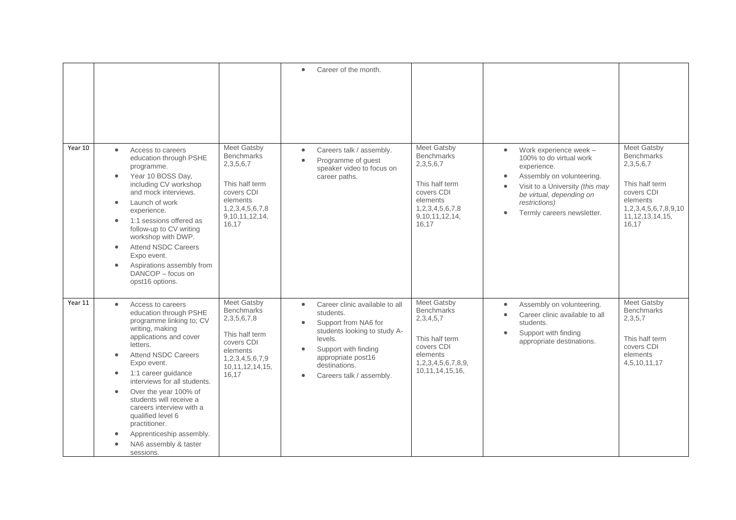| | | | | | | |
|---|---|---|---|---|---|---|
| | | | • Career of the month. | | | |
| Year 10 | • Access to careers education through PSHE programme.<br>• Year 10 BOSS Day, including CV workshop and mock interviews.<br>• Launch of work experience.<br>• 1:1 sessions offered as follow-up to CV writing workshop with DWP.<br>• Attend NSDC Careers Expo event.<br>• Aspirations assembly from DANCOP – focus on opst16 options. | Meet Gatsby Benchmarks 2,3,5,6,7<br><br>This half term covers CDI elements 1,2,3,4,5,6,7,8 9,10,11,12,14, 16,17 | • Careers talk / assembly.<br>• Programme of guest speaker video to focus on career paths. | Meet Gatsby Benchmarks 2,3,5,6,7<br><br>This half term covers CDI elements 1,2,3,4,5,6,7,8 9,10,11,12,14, 16,17 | • Work experience week – 100% to do virtual work experience.<br>• Assembly on volunteering.<br>• Visit to a University *(this may be virtual, depending on restrictions)*<br>• Termly careers newsletter. | Meet Gatsby Benchmarks 2,3,5,6,7<br><br>This half term covers CDI elements 1,2,3,4,5,6,7,8,9,10 11,12,13,14,15, 16,17 |
| Year 11 | • Access to careers education through PSHE programme linking to; CV writing, making applications and cover letters.<br>• Attend NSDC Careers Expo event.<br>• 1:1 career guidance interviews for all students.<br>• Over the year 100% of students will receive a careers interview with a qualified level 6 practitioner.<br>• Apprenticeship assembly.<br>• NA6 assembly & taster sessions. | Meet Gatsby Benchmarks 2,3,5,6,7,8<br><br>This half term covers CDI elements 1,2,3,4,5,6,7,9 10,11,12,14,15, 16,17 | • Career clinic available to all students.<br>• Support from NA6 for students looking to study A-levels.<br>• Support with finding appropriate post16 destinations.<br>• Careers talk / assembly. | Meet Gatsby Benchmarks 2,3,4,5,7<br><br>This half term covers CDI elements 1,2,3,4,5,6,7,8,9, 10,11,14,15,16, | • Assembly on volunteering.<br>• Career clinic available to all students.<br>• Support with finding appropriate destinations. | Meet Gatsby Benchmarks 2,3,5,7<br><br>This half term covers CDI elements 4,5,10,11,17 |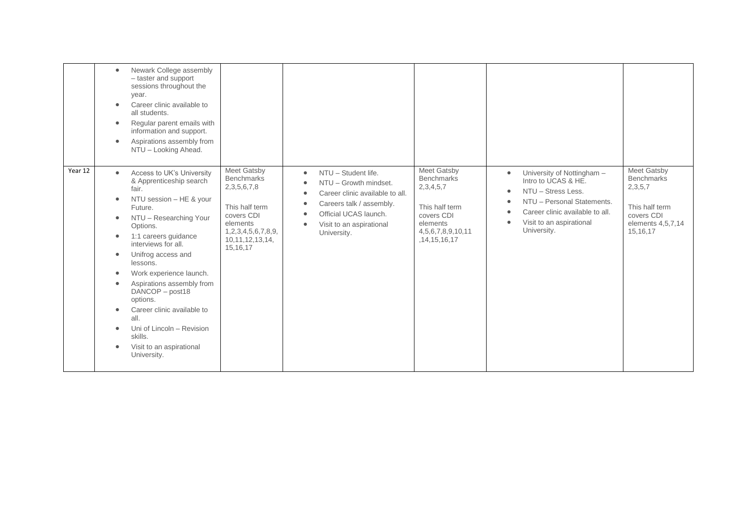| | | | | | | |
|---|---|---|---|---|---|---|
| | • Newark College assembly – taster and support sessions throughout the year.<br>• Career clinic available to all students.<br>• Regular parent emails with information and support.<br>• Aspirations assembly from NTU – Looking Ahead. | | | | | |
| Year 12 | • Access to UK's University & Apprenticeship search fair.<br>• NTU session – HE & your Future.<br>• NTU – Researching Your Options.<br>• 1:1 careers guidance interviews for all.<br>• Unifrog access and lessons.<br>• Work experience launch.<br>• Aspirations assembly from DANCOP – post18 options.<br>• Career clinic available to all.<br>• Uni of Lincoln – Revision skills.<br>• Visit to an aspirational University. | Meet Gatsby Benchmarks 2,3,5,6,7,8<br><br>This half term covers CDI elements 1,2,3,4,5,6,7,8,9, 10,11,12,13,14, 15,16,17 | • NTU – Student life.<br>• NTU – Growth mindset.<br>• Career clinic available to all.<br>• Careers talk / assembly.<br>• Official UCAS launch.<br>• Visit to an aspirational University. | Meet Gatsby Benchmarks 2,3,4,5,7<br><br>This half term covers CDI elements 4,5,6,7,8,9,10,11 ,14,15,16,17 | • University of Nottingham – Intro to UCAS & HE.<br>• NTU – Stress Less.<br>• NTU – Personal Statements.<br>• Career clinic available to all.<br>• Visit to an aspirational University. | Meet Gatsby Benchmarks 2,3,5,7<br><br>This half term covers CDI elements 4,5,7,14 15,16,17 |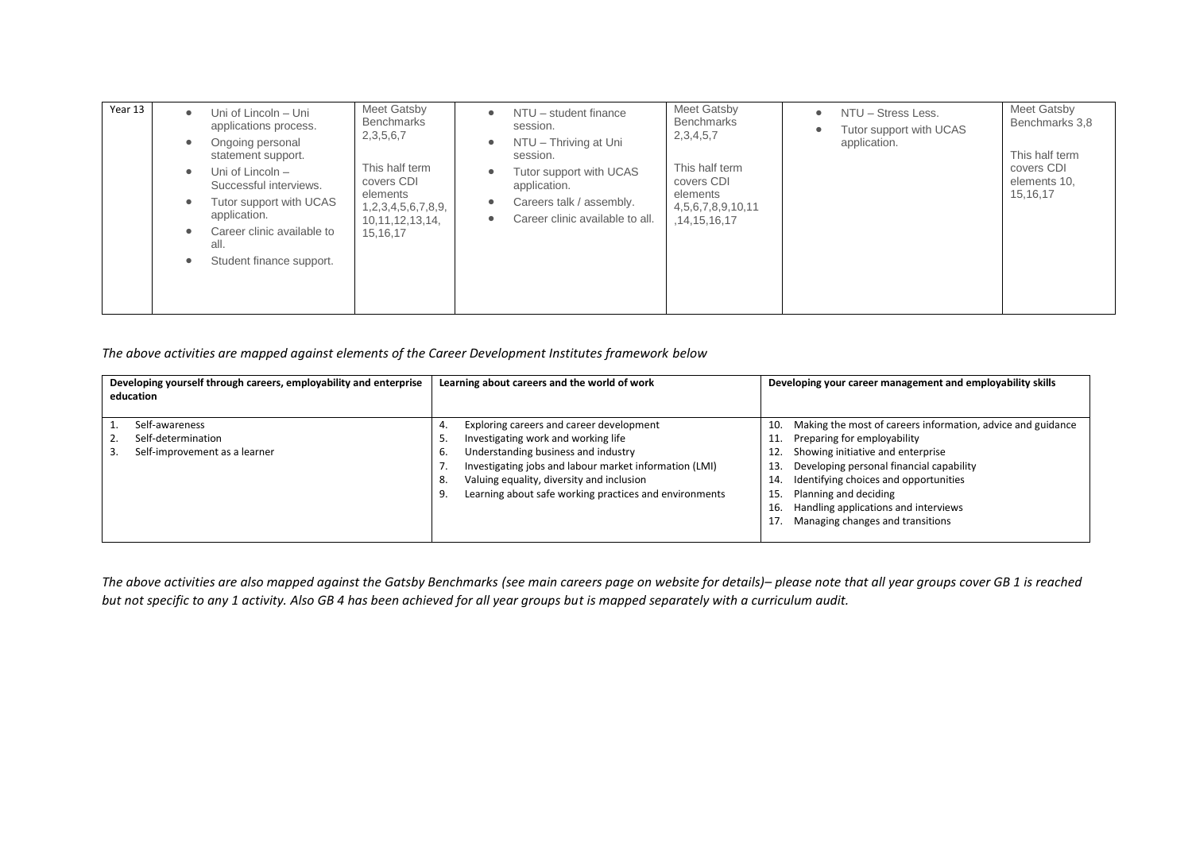| | | | | | | |
|---|---|---|---|---|---|---|
| Year 13 | • Uni of Lincoln – Uni applications process.<br>• Ongoing personal statement support.<br>• Uni of Lincoln – Successful interviews.<br>• Tutor support with UCAS application.<br>• Career clinic available to all.<br>• Student finance support. | Meet Gatsby Benchmarks 2,3,5,6,7<br><br>This half term covers CDI elements 1,2,3,4,5,6,7,8,9, 10,11,12,13,14, 15,16,17 | • NTU – student finance session.<br>• NTU – Thriving at Uni session.<br>• Tutor support with UCAS application.<br>• Careers talk / assembly.<br>• Career clinic available to all. | Meet Gatsby Benchmarks 2,3,4,5,7<br><br>This half term covers CDI elements 4,5,6,7,8,9,10,11 ,14,15,16,17 | • NTU – Stress Less.<br>• Tutor support with UCAS application. | Meet Gatsby Benchmarks 3,8<br><br>This half term covers CDI elements 10, 15,16,17 |

*The above activities are mapped against elements of the Career Development Institutes framework below*

| Developing yourself through careers, employability and enterprise education | Learning about careers and the world of work | Developing your career management and employability skills |
|---|---|---|
| 1. Self-awareness<br>2. Self-determination<br>3. Self-improvement as a learner | 4. Exploring careers and career development<br>5. Investigating work and working life<br>6. Understanding business and industry<br>7. Investigating jobs and labour market information (LMI)<br>8. Valuing equality, diversity and inclusion<br>9. Learning about safe working practices and environments | 10. Making the most of careers information, advice and guidance<br>11. Preparing for employability<br>12. Showing initiative and enterprise<br>13. Developing personal financial capability<br>14. Identifying choices and opportunities<br>15. Planning and deciding<br>16. Handling applications and interviews<br>17. Managing changes and transitions |

*The above activities are also mapped against the Gatsby Benchmarks (see main careers page on website for details)– please note that all year groups cover GB 1 is reached but not specific to any 1 activity. Also GB 4 has been achieved for all year groups but is mapped separately with a curriculum audit.*